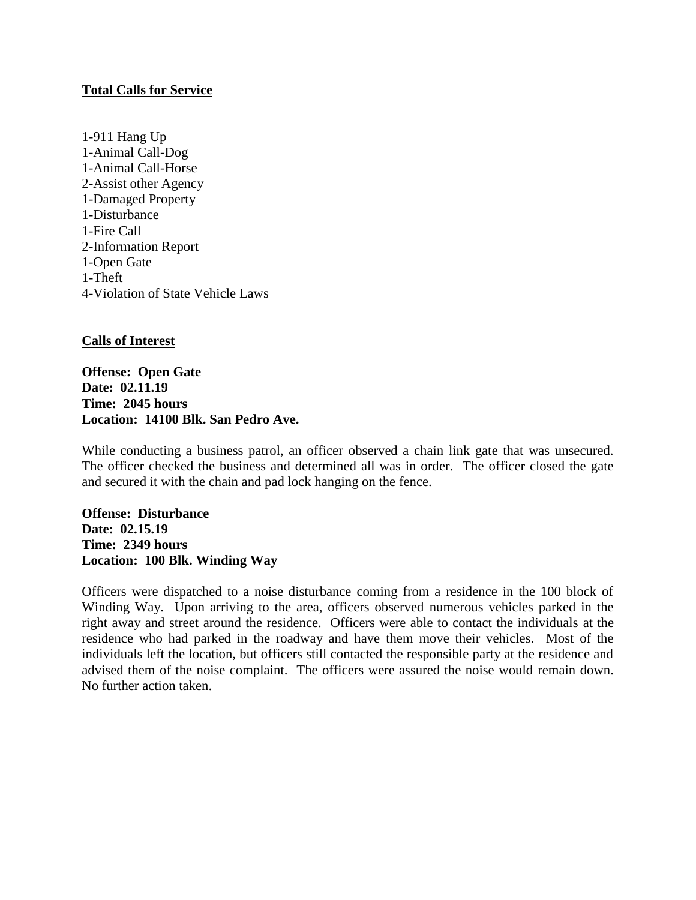**Total Calls for Service**

1-911 Hang Up
1-Animal Call-Dog
1-Animal Call-Horse
2-Assist other Agency
1-Damaged Property
1-Disturbance
1-Fire Call
2-Information Report
1-Open Gate
1-Theft
4-Violation of State Vehicle Laws

**Calls of Interest**

**Offense: Open Gate**
**Date: 02.11.19**
**Time: 2045 hours**
**Location: 14100 Blk. San Pedro Ave.**

While conducting a business patrol, an officer observed a chain link gate that was unsecured. The officer checked the business and determined all was in order. The officer closed the gate and secured it with the chain and pad lock hanging on the fence.

**Offense: Disturbance**
**Date: 02.15.19**
**Time: 2349 hours**
**Location: 100 Blk. Winding Way**

Officers were dispatched to a noise disturbance coming from a residence in the 100 block of Winding Way. Upon arriving to the area, officers observed numerous vehicles parked in the right away and street around the residence. Officers were able to contact the individuals at the residence who had parked in the roadway and have them move their vehicles. Most of the individuals left the location, but officers still contacted the responsible party at the residence and advised them of the noise complaint. The officers were assured the noise would remain down. No further action taken.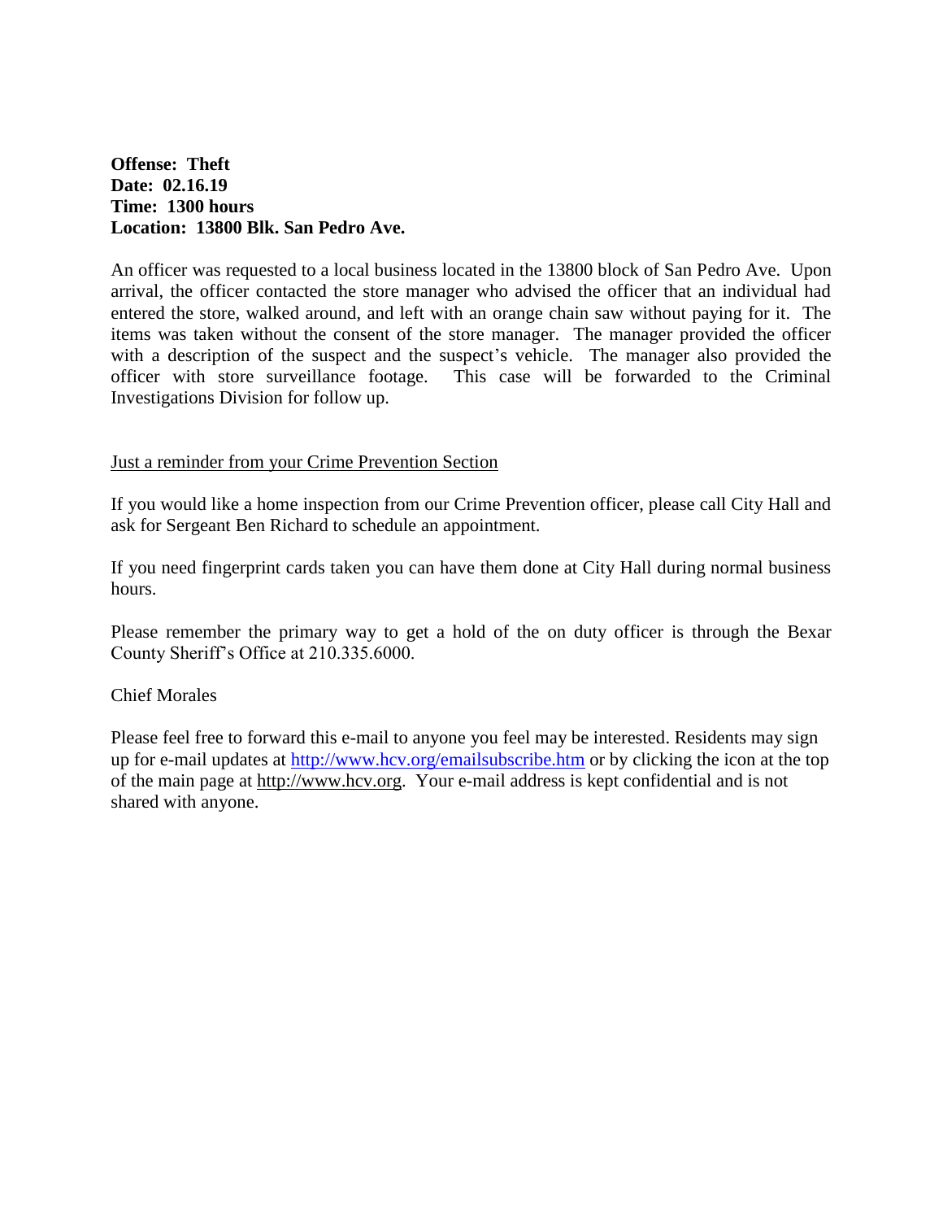**Offense: Theft**
**Date: 02.16.19**
**Time: 1300 hours**
**Location: 13800 Blk. San Pedro Ave.**

An officer was requested to a local business located in the 13800 block of San Pedro Ave. Upon arrival, the officer contacted the store manager who advised the officer that an individual had entered the store, walked around, and left with an orange chain saw without paying for it. The items was taken without the consent of the store manager. The manager provided the officer with a description of the suspect and the suspect's vehicle. The manager also provided the officer with store surveillance footage. This case will be forwarded to the Criminal Investigations Division for follow up.

Just a reminder from your Crime Prevention Section

If you would like a home inspection from our Crime Prevention officer, please call City Hall and ask for Sergeant Ben Richard to schedule an appointment.

If you need fingerprint cards taken you can have them done at City Hall during normal business hours.

Please remember the primary way to get a hold of the on duty officer is through the Bexar County Sheriff's Office at 210.335.6000.

Chief Morales

Please feel free to forward this e-mail to anyone you feel may be interested. Residents may sign up for e-mail updates at http://www.hcv.org/emailsubscribe.htm or by clicking the icon at the top of the main page at http://www.hcv.org. Your e-mail address is kept confidential and is not shared with anyone.